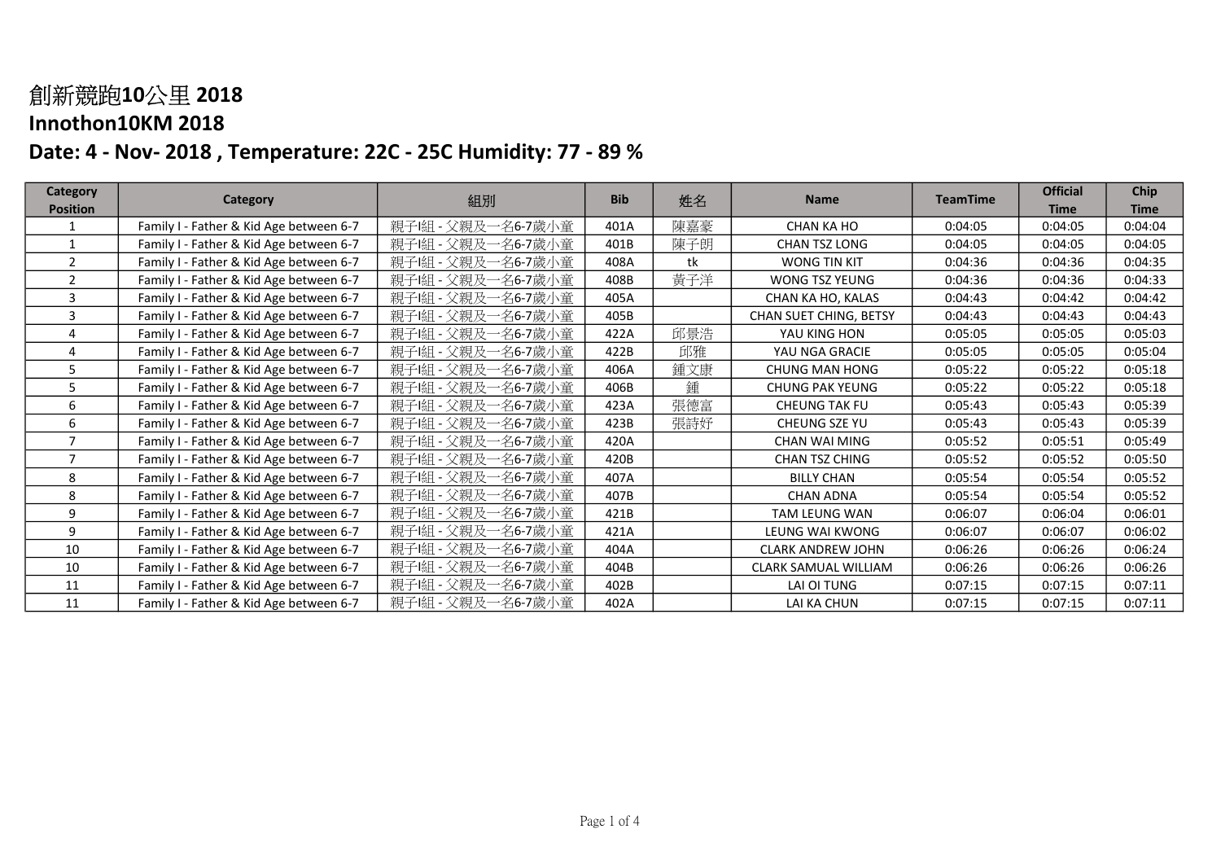# 創新競跑10公里 2018

## Innothon10KM 2018

### Date: 4 - Nov- 2018 , Temperature: 22C - 25C Humidity: 77 - 89 %

| Category Position | Category | 組別 | Bib | 姓名 | Name | TeamTime | Official Time | Chip Time |
|---|---|---|---|---|---|---|---|---|
| 1 | Family I - Father & Kid Age between 6-7 | 親子I組 - 父親及一名6-7歲小童 | 401A | 陳嘉豪 | CHAN KA HO | 0:04:05 | 0:04:05 | 0:04:04 |
| 1 | Family I - Father & Kid Age between 6-7 | 親子I組 - 父親及一名6-7歲小童 | 401B | 陳子朗 | CHAN TSZ LONG | 0:04:05 | 0:04:05 | 0:04:05 |
| 2 | Family I - Father & Kid Age between 6-7 | 親子I組 - 父親及一名6-7歲小童 | 408A | tk | WONG TIN KIT | 0:04:36 | 0:04:36 | 0:04:35 |
| 2 | Family I - Father & Kid Age between 6-7 | 親子I組 - 父親及一名6-7歲小童 | 408B | 黃子洋 | WONG TSZ YEUNG | 0:04:36 | 0:04:36 | 0:04:33 |
| 3 | Family I - Father & Kid Age between 6-7 | 親子I組 - 父親及一名6-7歲小童 | 405A | | CHAN KA HO, KALAS | 0:04:43 | 0:04:42 | 0:04:42 |
| 3 | Family I - Father & Kid Age between 6-7 | 親子I組 - 父親及一名6-7歲小童 | 405B | | CHAN SUET CHING, BETSY | 0:04:43 | 0:04:43 | 0:04:43 |
| 4 | Family I - Father & Kid Age between 6-7 | 親子I組 - 父親及一名6-7歲小童 | 422A | 邱景浩 | YAU KING HON | 0:05:05 | 0:05:05 | 0:05:03 |
| 4 | Family I - Father & Kid Age between 6-7 | 親子I組 - 父親及一名6-7歲小童 | 422B | 邱雅 | YAU NGA GRACIE | 0:05:05 | 0:05:05 | 0:05:04 |
| 5 | Family I - Father & Kid Age between 6-7 | 親子I組 - 父親及一名6-7歲小童 | 406A | 鍾文康 | CHUNG MAN HONG | 0:05:22 | 0:05:22 | 0:05:18 |
| 5 | Family I - Father & Kid Age between 6-7 | 親子I組 - 父親及一名6-7歲小童 | 406B | 鍾 | CHUNG PAK YEUNG | 0:05:22 | 0:05:22 | 0:05:18 |
| 6 | Family I - Father & Kid Age between 6-7 | 親子I組 - 父親及一名6-7歲小童 | 423A | 張德富 | CHEUNG TAK FU | 0:05:43 | 0:05:43 | 0:05:39 |
| 6 | Family I - Father & Kid Age between 6-7 | 親子I組 - 父親及一名6-7歲小童 | 423B | 張詩妤 | CHEUNG SZE YU | 0:05:43 | 0:05:43 | 0:05:39 |
| 7 | Family I - Father & Kid Age between 6-7 | 親子I組 - 父親及一名6-7歲小童 | 420A | | CHAN WAI MING | 0:05:52 | 0:05:51 | 0:05:49 |
| 7 | Family I - Father & Kid Age between 6-7 | 親子I組 - 父親及一名6-7歲小童 | 420B | | CHAN TSZ CHING | 0:05:52 | 0:05:52 | 0:05:50 |
| 8 | Family I - Father & Kid Age between 6-7 | 親子I組 - 父親及一名6-7歲小童 | 407A | | BILLY CHAN | 0:05:54 | 0:05:54 | 0:05:52 |
| 8 | Family I - Father & Kid Age between 6-7 | 親子I組 - 父親及一名6-7歲小童 | 407B | | CHAN ADNA | 0:05:54 | 0:05:54 | 0:05:52 |
| 9 | Family I - Father & Kid Age between 6-7 | 親子I組 - 父親及一名6-7歲小童 | 421B | | TAM LEUNG WAN | 0:06:07 | 0:06:04 | 0:06:01 |
| 9 | Family I - Father & Kid Age between 6-7 | 親子I組 - 父親及一名6-7歲小童 | 421A | | LEUNG WAI KWONG | 0:06:07 | 0:06:07 | 0:06:02 |
| 10 | Family I - Father & Kid Age between 6-7 | 親子I組 - 父親及一名6-7歲小童 | 404A | | CLARK ANDREW JOHN | 0:06:26 | 0:06:26 | 0:06:24 |
| 10 | Family I - Father & Kid Age between 6-7 | 親子I組 - 父親及一名6-7歲小童 | 404B | | CLARK SAMUAL WILLIAM | 0:06:26 | 0:06:26 | 0:06:26 |
| 11 | Family I - Father & Kid Age between 6-7 | 親子I組 - 父親及一名6-7歲小童 | 402B | | LAI OI TUNG | 0:07:15 | 0:07:15 | 0:07:11 |
| 11 | Family I - Father & Kid Age between 6-7 | 親子I組 - 父親及一名6-7歲小童 | 402A | | LAI KA CHUN | 0:07:15 | 0:07:15 | 0:07:11 |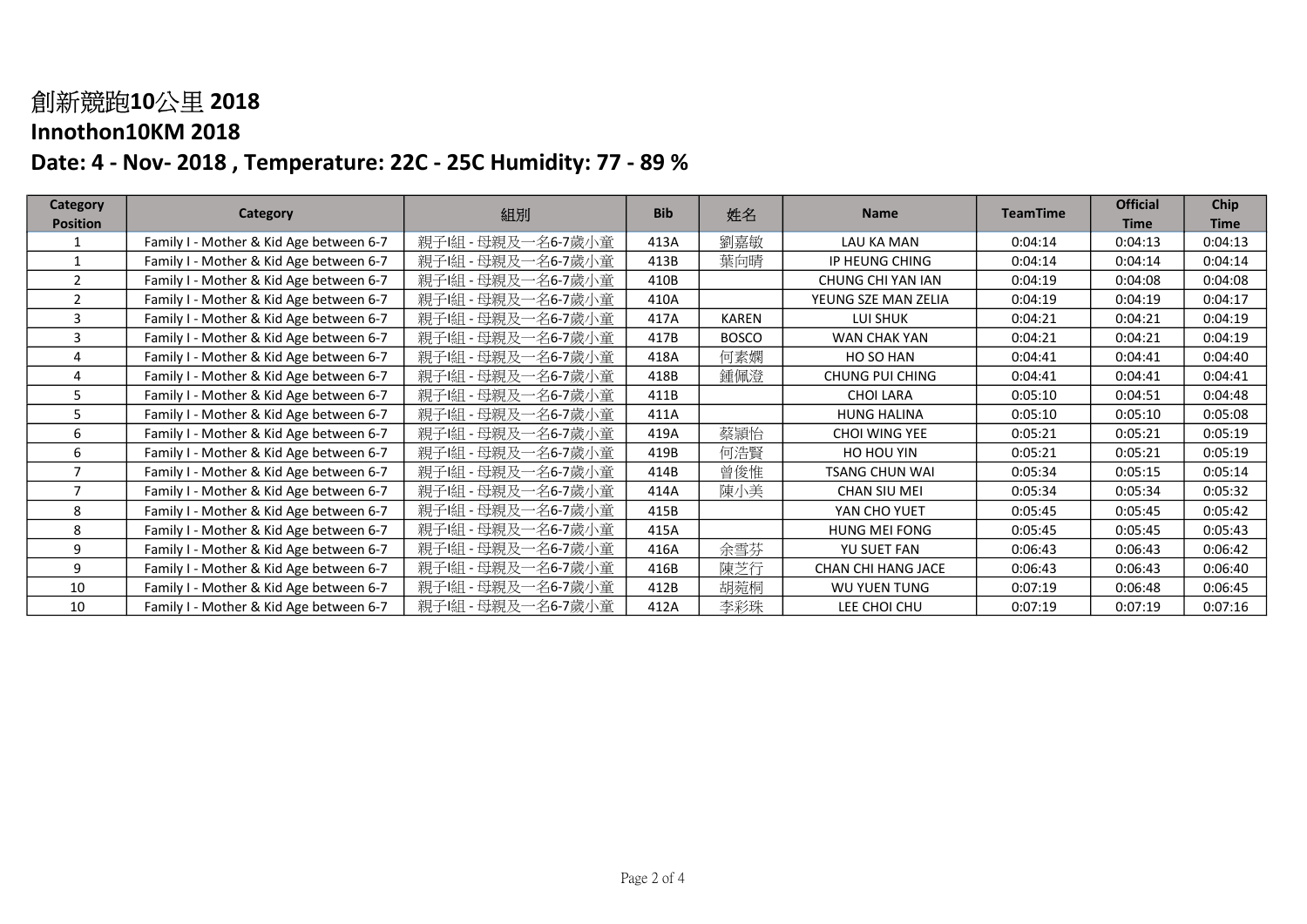# 創新競跑10公里 2018

## Innothon10KM 2018

## Date: 4 - Nov- 2018 , Temperature: 22C - 25C Humidity: 77 - 89 %

| Category Position | Category | 組別 | Bib | 姓名 | Name | TeamTime | Official Time | Chip Time |
|---|---|---|---|---|---|---|---|---|
| 1 | Family I - Mother & Kid Age between 6-7 | 親子I組 - 母親及一名6-7歲小童 | 413A | 劉嘉敏 | LAU KA MAN | 0:04:14 | 0:04:13 | 0:04:13 |
| 1 | Family I - Mother & Kid Age between 6-7 | 親子I組 - 母親及一名6-7歲小童 | 413B | 葉向晴 | IP HEUNG CHING | 0:04:14 | 0:04:14 | 0:04:14 |
| 2 | Family I - Mother & Kid Age between 6-7 | 親子I組 - 母親及一名6-7歲小童 | 410B | | CHUNG CHI YAN IAN | 0:04:19 | 0:04:08 | 0:04:08 |
| 2 | Family I - Mother & Kid Age between 6-7 | 親子I組 - 母親及一名6-7歲小童 | 410A | | YEUNG SZE MAN ZELIA | 0:04:19 | 0:04:19 | 0:04:17 |
| 3 | Family I - Mother & Kid Age between 6-7 | 親子I組 - 母親及一名6-7歲小童 | 417A | KAREN | LUI SHUK | 0:04:21 | 0:04:21 | 0:04:19 |
| 3 | Family I - Mother & Kid Age between 6-7 | 親子I組 - 母親及一名6-7歲小童 | 417B | BOSCO | WAN CHAK YAN | 0:04:21 | 0:04:21 | 0:04:19 |
| 4 | Family I - Mother & Kid Age between 6-7 | 親子I組 - 母親及一名6-7歲小童 | 418A | 何素嫻 | HO SO HAN | 0:04:41 | 0:04:41 | 0:04:40 |
| 4 | Family I - Mother & Kid Age between 6-7 | 親子I組 - 母親及一名6-7歲小童 | 418B | 鍾佩澄 | CHUNG PUI CHING | 0:04:41 | 0:04:41 | 0:04:41 |
| 5 | Family I - Mother & Kid Age between 6-7 | 親子I組 - 母親及一名6-7歲小童 | 411B | | CHOI LARA | 0:05:10 | 0:04:51 | 0:04:48 |
| 5 | Family I - Mother & Kid Age between 6-7 | 親子I組 - 母親及一名6-7歲小童 | 411A | | HUNG HALINA | 0:05:10 | 0:05:10 | 0:05:08 |
| 6 | Family I - Mother & Kid Age between 6-7 | 親子I組 - 母親及一名6-7歲小童 | 419A | 蔡穎怡 | CHOI WING YEE | 0:05:21 | 0:05:21 | 0:05:19 |
| 6 | Family I - Mother & Kid Age between 6-7 | 親子I組 - 母親及一名6-7歲小童 | 419B | 何浩賢 | HO HOU YIN | 0:05:21 | 0:05:21 | 0:05:19 |
| 7 | Family I - Mother & Kid Age between 6-7 | 親子I組 - 母親及一名6-7歲小童 | 414B | 曾俊惟 | TSANG CHUN WAI | 0:05:34 | 0:05:15 | 0:05:14 |
| 7 | Family I - Mother & Kid Age between 6-7 | 親子I組 - 母親及一名6-7歲小童 | 414A | 陳小美 | CHAN SIU MEI | 0:05:34 | 0:05:34 | 0:05:32 |
| 8 | Family I - Mother & Kid Age between 6-7 | 親子I組 - 母親及一名6-7歲小童 | 415B | | YAN CHO YUET | 0:05:45 | 0:05:45 | 0:05:42 |
| 8 | Family I - Mother & Kid Age between 6-7 | 親子I組 - 母親及一名6-7歲小童 | 415A | | HUNG MEI FONG | 0:05:45 | 0:05:45 | 0:05:43 |
| 9 | Family I - Mother & Kid Age between 6-7 | 親子I組 - 母親及一名6-7歲小童 | 416A | 余雪芬 | YU SUET FAN | 0:06:43 | 0:06:43 | 0:06:42 |
| 9 | Family I - Mother & Kid Age between 6-7 | 親子I組 - 母親及一名6-7歲小童 | 416B | 陳芝行 | CHAN CHI HANG JACE | 0:06:43 | 0:06:43 | 0:06:40 |
| 10 | Family I - Mother & Kid Age between 6-7 | 親子I組 - 母親及一名6-7歲小童 | 412B | 胡菀桐 | WU YUEN TUNG | 0:07:19 | 0:06:48 | 0:06:45 |
| 10 | Family I - Mother & Kid Age between 6-7 | 親子I組 - 母親及一名6-7歲小童 | 412A | 李彩珠 | LEE CHOI CHU | 0:07:19 | 0:07:19 | 0:07:16 |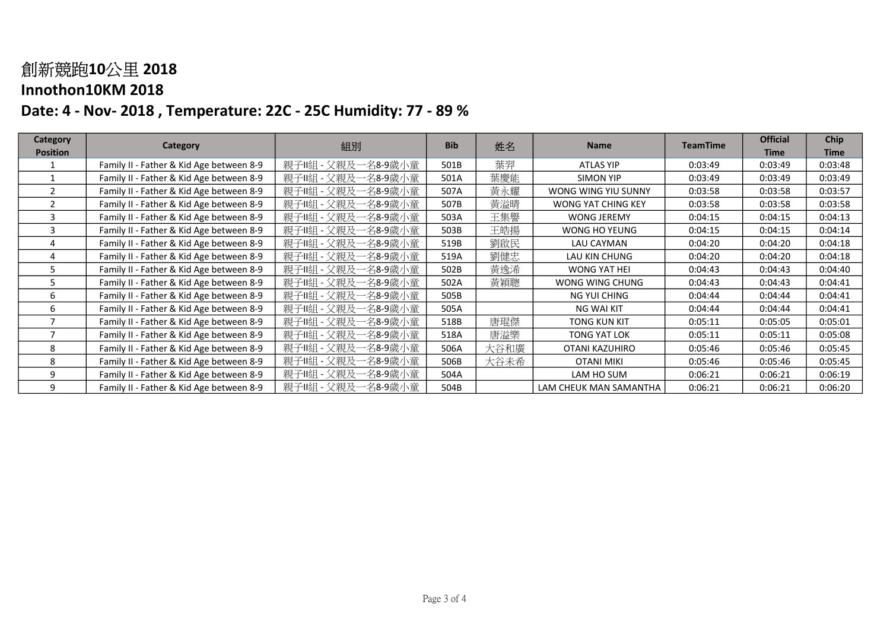# 創新競跑10公里 2018

## Innothon10KM 2018

## Date: 4 - Nov- 2018 , Temperature: 22C - 25C Humidity: 77 - 89 %

| Category Position | Category | 組別 | Bib | 姓名 | Name | TeamTime | Official Time | Chip Time |
|---|---|---|---|---|---|---|---|---|
| 1 | Family II - Father & Kid Age between 8-9 | 親子II組 - 父親及一名8-9歲小童 | 501B | 葉羿 | ATLAS YIP | 0:03:49 | 0:03:49 | 0:03:48 |
| 1 | Family II - Father & Kid Age between 8-9 | 親子II組 - 父親及一名8-9歲小童 | 501A | 葉慶能 | SIMON YIP | 0:03:49 | 0:03:49 | 0:03:49 |
| 2 | Family II - Father & Kid Age between 8-9 | 親子II組 - 父親及一名8-9歲小童 | 507A | 黃永耀 | WONG WING YIU SUNNY | 0:03:58 | 0:03:58 | 0:03:57 |
| 2 | Family II - Father & Kid Age between 8-9 | 親子II組 - 父親及一名8-9歲小童 | 507B | 黃溢晴 | WONG YAT CHING KEY | 0:03:58 | 0:03:58 | 0:03:58 |
| 3 | Family II - Father & Kid Age between 8-9 | 親子II組 - 父親及一名8-9歲小童 | 503A | 王集譽 | WONG JEREMY | 0:04:15 | 0:04:15 | 0:04:13 |
| 3 | Family II - Father & Kid Age between 8-9 | 親子II組 - 父親及一名8-9歲小童 | 503B | 王皓揚 | WONG HO YEUNG | 0:04:15 | 0:04:15 | 0:04:14 |
| 4 | Family II - Father & Kid Age between 8-9 | 親子II組 - 父親及一名8-9歲小童 | 519B | 劉啟民 | LAU CAYMAN | 0:04:20 | 0:04:20 | 0:04:18 |
| 4 | Family II - Father & Kid Age between 8-9 | 親子II組 - 父親及一名8-9歲小童 | 519A | 劉健忠 | LAU KIN CHUNG | 0:04:20 | 0:04:20 | 0:04:18 |
| 5 | Family II - Father & Kid Age between 8-9 | 親子II組 - 父親及一名8-9歲小童 | 502B | 黃逸浠 | WONG YAT HEI | 0:04:43 | 0:04:43 | 0:04:40 |
| 5 | Family II - Father & Kid Age between 8-9 | 親子II組 - 父親及一名8-9歲小童 | 502A | 黃穎聰 | WONG WING CHUNG | 0:04:43 | 0:04:43 | 0:04:41 |
| 6 | Family II - Father & Kid Age between 8-9 | 親子II組 - 父親及一名8-9歲小童 | 505B | | NG YUI CHING | 0:04:44 | 0:04:44 | 0:04:41 |
| 6 | Family II - Father & Kid Age between 8-9 | 親子II組 - 父親及一名8-9歲小童 | 505A | | NG WAI KIT | 0:04:44 | 0:04:44 | 0:04:41 |
| 7 | Family II - Father & Kid Age between 8-9 | 親子II組 - 父親及一名8-9歲小童 | 518B | 唐琨傑 | TONG KUN KIT | 0:05:11 | 0:05:05 | 0:05:01 |
| 7 | Family II - Father & Kid Age between 8-9 | 親子II組 - 父親及一名8-9歲小童 | 518A | 唐溢樂 | TONG YAT LOK | 0:05:11 | 0:05:11 | 0:05:08 |
| 8 | Family II - Father & Kid Age between 8-9 | 親子II組 - 父親及一名8-9歲小童 | 506A | 大谷和廣 | OTANI KAZUHIRO | 0:05:46 | 0:05:46 | 0:05:45 |
| 8 | Family II - Father & Kid Age between 8-9 | 親子II組 - 父親及一名8-9歲小童 | 506B | 大谷未希 | OTANI MIKI | 0:05:46 | 0:05:46 | 0:05:45 |
| 9 | Family II - Father & Kid Age between 8-9 | 親子II組 - 父親及一名8-9歲小童 | 504A | | LAM HO SUM | 0:06:21 | 0:06:21 | 0:06:19 |
| 9 | Family II - Father & Kid Age between 8-9 | 親子II組 - 父親及一名8-9歲小童 | 504B | | LAM CHEUK MAN SAMANTHA | 0:06:21 | 0:06:21 | 0:06:20 |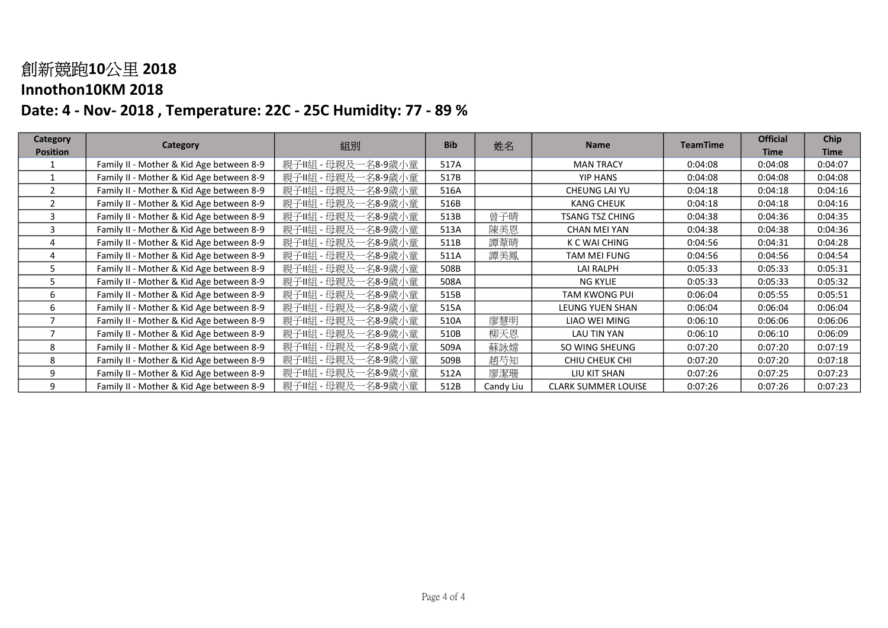# 創新競跑10公里 2018

## Innothon10KM 2018

### Date: 4 - Nov- 2018 , Temperature: 22C - 25C Humidity: 77 - 89 %

| Category Position | Category | 組別 | Bib | 姓名 | Name | TeamTime | Official Time | Chip Time |
|---|---|---|---|---|---|---|---|---|
| 1 | Family II - Mother & Kid Age between 8-9 | 親子II組 - 母親及一名8-9歲小童 | 517A | | MAN TRACY | 0:04:08 | 0:04:08 | 0:04:07 |
| 1 | Family II - Mother & Kid Age between 8-9 | 親子II組 - 母親及一名8-9歲小童 | 517B | | YIP HANS | 0:04:08 | 0:04:08 | 0:04:08 |
| 2 | Family II - Mother & Kid Age between 8-9 | 親子II組 - 母親及一名8-9歲小童 | 516A | | CHEUNG LAI YU | 0:04:18 | 0:04:18 | 0:04:16 |
| 2 | Family II - Mother & Kid Age between 8-9 | 親子II組 - 母親及一名8-9歲小童 | 516B | | KANG CHEUK | 0:04:18 | 0:04:18 | 0:04:16 |
| 3 | Family II - Mother & Kid Age between 8-9 | 親子II組 - 母親及一名8-9歲小童 | 513B | 曾子晴 | TSANG TSZ CHING | 0:04:38 | 0:04:36 | 0:04:35 |
| 3 | Family II - Mother & Kid Age between 8-9 | 親子II組 - 母親及一名8-9歲小童 | 513A | 陳美恩 | CHAN MEI YAN | 0:04:38 | 0:04:38 | 0:04:36 |
| 4 | Family II - Mother & Kid Age between 8-9 | 親子II組 - 母親及一名8-9歲小童 | 511B | 譚葦晴 | K C WAI CHING | 0:04:56 | 0:04:31 | 0:04:28 |
| 4 | Family II - Mother & Kid Age between 8-9 | 親子II組 - 母親及一名8-9歲小童 | 511A | 譚美鳳 | TAM MEI FUNG | 0:04:56 | 0:04:56 | 0:04:54 |
| 5 | Family II - Mother & Kid Age between 8-9 | 親子II組 - 母親及一名8-9歲小童 | 508B | | LAI RALPH | 0:05:33 | 0:05:33 | 0:05:31 |
| 5 | Family II - Mother & Kid Age between 8-9 | 親子II組 - 母親及一名8-9歲小童 | 508A | | NG KYLIE | 0:05:33 | 0:05:33 | 0:05:32 |
| 6 | Family II - Mother & Kid Age between 8-9 | 親子II組 - 母親及一名8-9歲小童 | 515B | | TAM KWONG PUI | 0:06:04 | 0:05:55 | 0:05:51 |
| 6 | Family II - Mother & Kid Age between 8-9 | 親子II組 - 母親及一名8-9歲小童 | 515A | | LEUNG YUEN SHAN | 0:06:04 | 0:06:04 | 0:06:04 |
| 7 | Family II - Mother & Kid Age between 8-9 | 親子II組 - 母親及一名8-9歲小童 | 510A | 廖慧明 | LIAO WEI MING | 0:06:10 | 0:06:06 | 0:06:06 |
| 7 | Family II - Mother & Kid Age between 8-9 | 親子II組 - 母親及一名8-9歲小童 | 510B | 柳天恩 | LAU TIN YAN | 0:06:10 | 0:06:10 | 0:06:09 |
| 8 | Family II - Mother & Kid Age between 8-9 | 親子II組 - 母親及一名8-9歲小童 | 509A | 蘇詠嫦 | SO WING SHEUNG | 0:07:20 | 0:07:20 | 0:07:19 |
| 8 | Family II - Mother & Kid Age between 8-9 | 親子II組 - 母親及一名8-9歲小童 | 509B | 趙芍知 | CHIU CHEUK CHI | 0:07:20 | 0:07:20 | 0:07:18 |
| 9 | Family II - Mother & Kid Age between 8-9 | 親子II組 - 母親及一名8-9歲小童 | 512A | 廖潔珊 | LIU KIT SHAN | 0:07:26 | 0:07:25 | 0:07:23 |
| 9 | Family II - Mother & Kid Age between 8-9 | 親子II組 - 母親及一名8-9歲小童 | 512B | Candy Liu | CLARK SUMMER LOUISE | 0:07:26 | 0:07:26 | 0:07:23 |